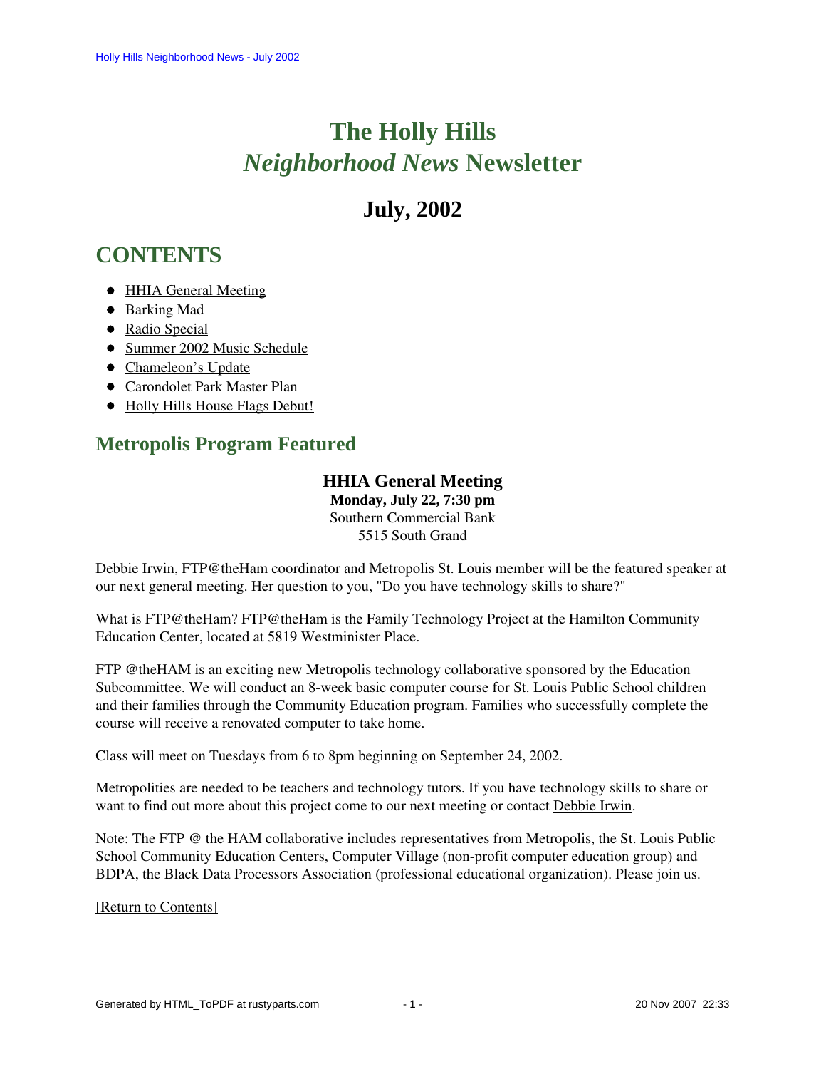# The Holly Hills *Neighborhood News* Newsletter

## July, 2002

## CONTENTS

- HHIA General Meeting
- Barking Mad
- Radio Special
- Summer 2002 Music Schedule
- Chameleon's Update
- Carondolet Park Master Plan
- Holly Hills House Flags Debut!

## Metropolis Program Featured

### HHIA General Meeting

**Monday, July 22, 7:30 pm**
Southern Commercial Bank
5515 South Grand

Debbie Irwin, FTP@theHam coordinator and Metropolis St. Louis member will be the featured speaker at our next general meeting. Her question to you, "Do you have technology skills to share?"

What is FTP@theHam? FTP@theHam is the Family Technology Project at the Hamilton Community Education Center, located at 5819 Westminister Place.

FTP @theHAM is an exciting new Metropolis technology collaborative sponsored by the Education Subcommittee. We will conduct an 8-week basic computer course for St. Louis Public School children and their families through the Community Education program. Families who successfully complete the course will receive a renovated computer to take home.

Class will meet on Tuesdays from 6 to 8pm beginning on September 24, 2002.

Metropolities are needed to be teachers and technology tutors. If you have technology skills to share or want to find out more about this project come to our next meeting or contact Debbie Irwin.

Note: The FTP @ the HAM collaborative includes representatives from Metropolis, the St. Louis Public School Community Education Centers, Computer Village (non-profit computer education group) and BDPA, the Black Data Processors Association (professional educational organization). Please join us.

[Return to Contents]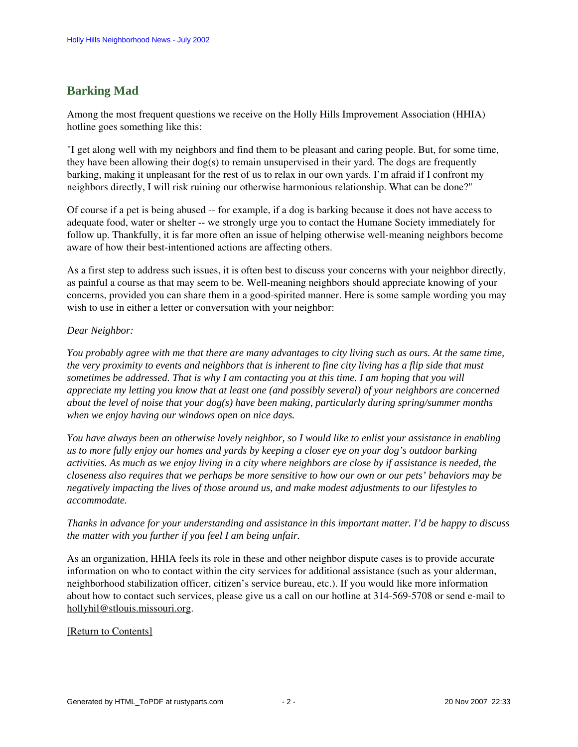## Barking Mad

Among the most frequent questions we receive on the Holly Hills Improvement Association (HHIA) hotline goes something like this:

"I get along well with my neighbors and find them to be pleasant and caring people. But, for some time, they have been allowing their dog(s) to remain unsupervised in their yard. The dogs are frequently barking, making it unpleasant for the rest of us to relax in our own yards. I'm afraid if I confront my neighbors directly, I will risk ruining our otherwise harmonious relationship. What can be done?"

Of course if a pet is being abused -- for example, if a dog is barking because it does not have access to adequate food, water or shelter -- we strongly urge you to contact the Humane Society immediately for follow up. Thankfully, it is far more often an issue of helping otherwise well-meaning neighbors become aware of how their best-intentioned actions are affecting others.

As a first step to address such issues, it is often best to discuss your concerns with your neighbor directly, as painful a course as that may seem to be. Well-meaning neighbors should appreciate knowing of your concerns, provided you can share them in a good-spirited manner. Here is some sample wording you may wish to use in either a letter or conversation with your neighbor:

*Dear Neighbor:*

*You probably agree with me that there are many advantages to city living such as ours. At the same time, the very proximity to events and neighbors that is inherent to fine city living has a flip side that must sometimes be addressed. That is why I am contacting you at this time. I am hoping that you will appreciate my letting you know that at least one (and possibly several) of your neighbors are concerned about the level of noise that your dog(s) have been making, particularly during spring/summer months when we enjoy having our windows open on nice days.*

*You have always been an otherwise lovely neighbor, so I would like to enlist your assistance in enabling us to more fully enjoy our homes and yards by keeping a closer eye on your dog's outdoor barking activities. As much as we enjoy living in a city where neighbors are close by if assistance is needed, the closeness also requires that we perhaps be more sensitive to how our own or our pets' behaviors may be negatively impacting the lives of those around us, and make modest adjustments to our lifestyles to accommodate.*

*Thanks in advance for your understanding and assistance in this important matter. I'd be happy to discuss the matter with you further if you feel I am being unfair.*

As an organization, HHIA feels its role in these and other neighbor dispute cases is to provide accurate information on who to contact within the city services for additional assistance (such as your alderman, neighborhood stabilization officer, citizen's service bureau, etc.). If you would like more information about how to contact such services, please give us a call on our hotline at 314-569-5708 or send e-mail to hollyhil@stlouis.missouri.org.

[Return to Contents]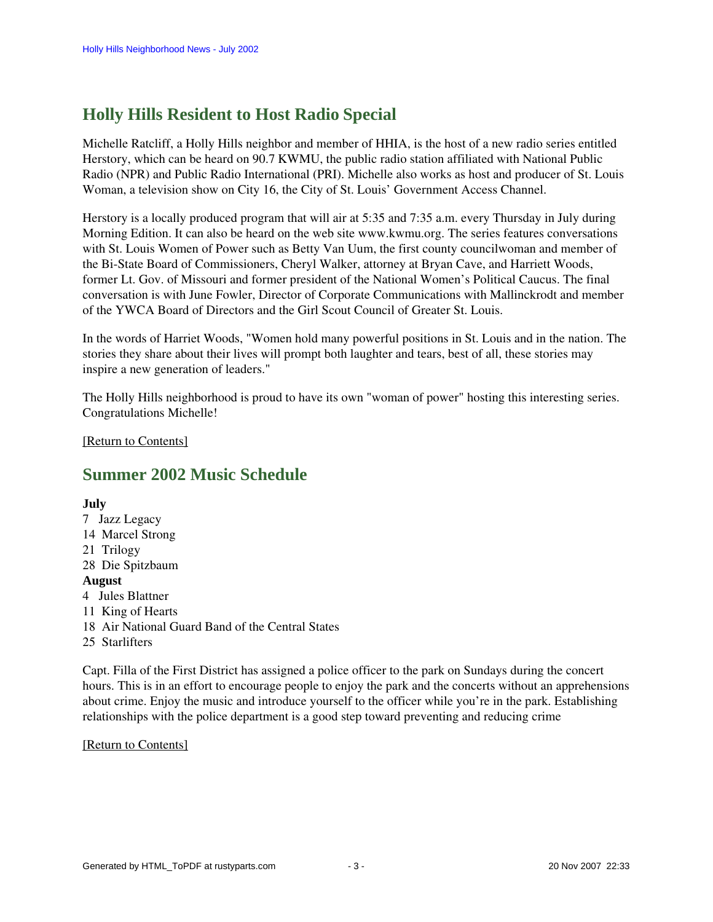## Holly Hills Resident to Host Radio Special

Michelle Ratcliff, a Holly Hills neighbor and member of HHIA, is the host of a new radio series entitled Herstory, which can be heard on 90.7 KWMU, the public radio station affiliated with National Public Radio (NPR) and Public Radio International (PRI). Michelle also works as host and producer of St. Louis Woman, a television show on City 16, the City of St. Louis' Government Access Channel.

Herstory is a locally produced program that will air at 5:35 and 7:35 a.m. every Thursday in July during Morning Edition. It can also be heard on the web site www.kwmu.org. The series features conversations with St. Louis Women of Power such as Betty Van Uum, the first county councilwoman and member of the Bi-State Board of Commissioners, Cheryl Walker, attorney at Bryan Cave, and Harriett Woods, former Lt. Gov. of Missouri and former president of the National Women's Political Caucus. The final conversation is with June Fowler, Director of Corporate Communications with Mallinckrodt and member of the YWCA Board of Directors and the Girl Scout Council of Greater St. Louis.

In the words of Harriet Woods, "Women hold many powerful positions in St. Louis and in the nation. The stories they share about their lives will prompt both laughter and tears, best of all, these stories may inspire a new generation of leaders."

The Holly Hills neighborhood is proud to have its own "woman of power" hosting this interesting series. Congratulations Michelle!

[Return to Contents]

## Summer 2002 Music Schedule

**July**
7 Jazz Legacy
14 Marcel Strong
21 Trilogy
28 Die Spitzbaum
**August**
4 Jules Blattner
11 King of Hearts
18 Air National Guard Band of the Central States
25 Starlifters

Capt. Filla of the First District has assigned a police officer to the park on Sundays during the concert hours. This is in an effort to encourage people to enjoy the park and the concerts without an apprehensions about crime. Enjoy the music and introduce yourself to the officer while you're in the park. Establishing relationships with the police department is a good step toward preventing and reducing crime

[Return to Contents]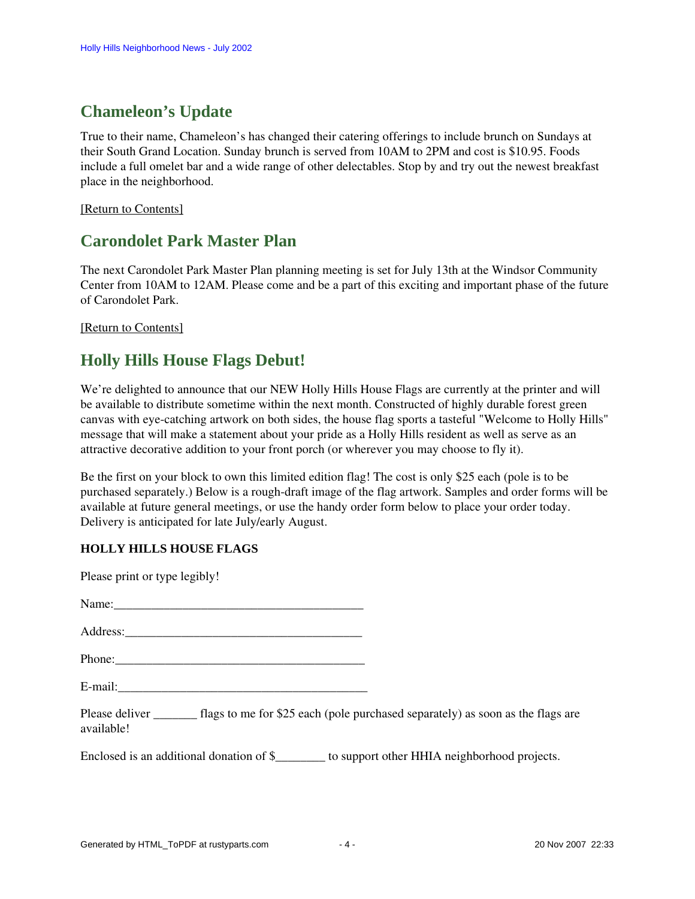## Chameleon's Update

True to their name, Chameleon's has changed their catering offerings to include brunch on Sundays at their South Grand Location. Sunday brunch is served from 10AM to 2PM and cost is $10.95. Foods include a full omelet bar and a wide range of other delectables. Stop by and try out the newest breakfast place in the neighborhood.

[Return to Contents]

## Carondolet Park Master Plan

The next Carondolet Park Master Plan planning meeting is set for July 13th at the Windsor Community Center from 10AM to 12AM. Please come and be a part of this exciting and important phase of the future of Carondolet Park.

[Return to Contents]

## Holly Hills House Flags Debut!

We're delighted to announce that our NEW Holly Hills House Flags are currently at the printer and will be available to distribute sometime within the next month. Constructed of highly durable forest green canvas with eye-catching artwork on both sides, the house flag sports a tasteful "Welcome to Holly Hills" message that will make a statement about your pride as a Holly Hills resident as well as serve as an attractive decorative addition to your front porch (or wherever you may choose to fly it).

Be the first on your block to own this limited edition flag! The cost is only $25 each (pole is to be purchased separately.) Below is a rough-draft image of the flag artwork. Samples and order forms will be available at future general meetings, or use the handy order form below to place your order today. Delivery is anticipated for late July/early August.

**HOLLY HILLS HOUSE FLAGS**

Please print or type legibly!

Name:________________________________________

Address:______________________________________

Phone:________________________________________

E-mail:________________________________________

Please deliver _______ flags to me for $25 each (pole purchased separately) as soon as the flags are available!

Enclosed is an additional donation of $________ to support other HHIA neighborhood projects.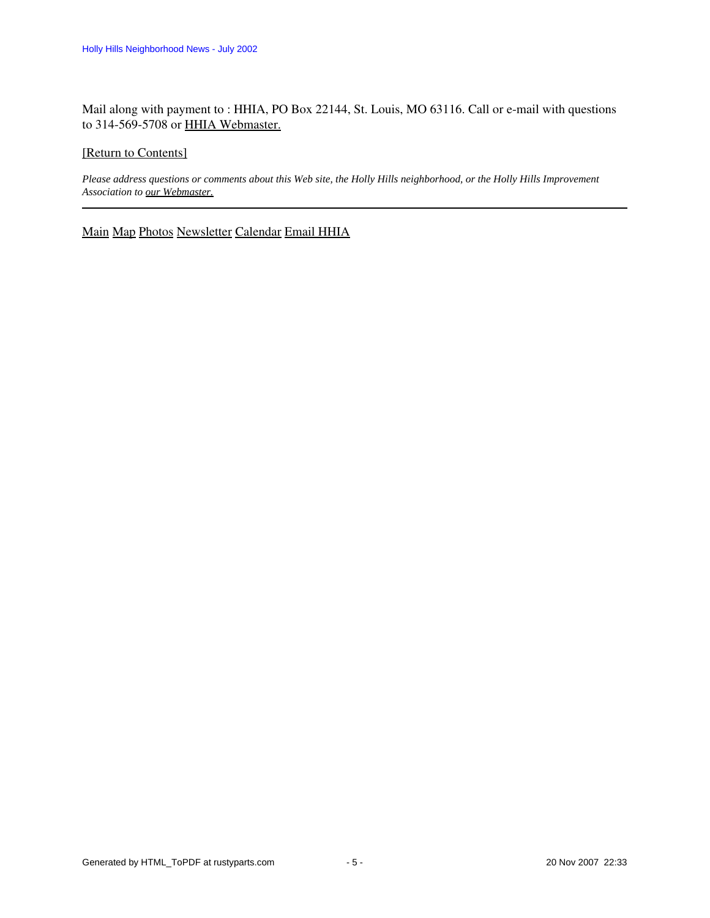Mail along with payment to : HHIA, PO Box 22144, St. Louis, MO 63116. Call or e-mail with questions to 314-569-5708 or HHIA Webmaster.

[Return to Contents]

*Please address questions or comments about this Web site, the Holly Hills neighborhood, or the Holly Hills Improvement Association to our Webmaster.*

---

Main Map Photos Newsletter Calendar Email HHIA